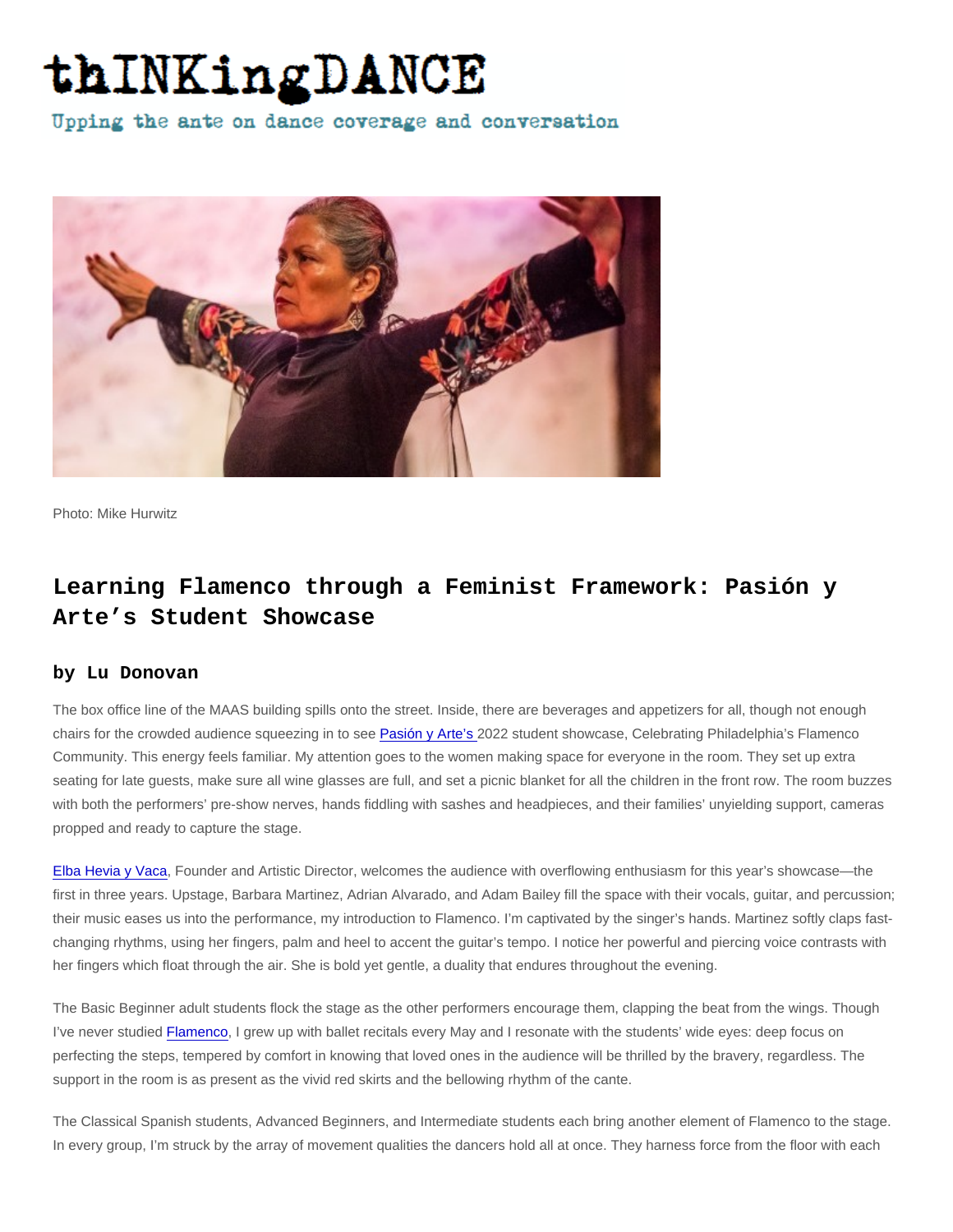# thINKingDANCE

Upping the ante on dance coverage and conversation

Photo: Mike Hurwitz

## Learning Flamenco through a Feminist Framework: Pasión y Arte's Student Showcase

### by Lu Donovan

The box office line of the MAAS building spills onto the street. Inside, there are beverages and appetizers for all, though not enough chairs for the crowded audience squeezing in to see Pasión y Arte's 2022 student showcase, Celebrating Philadelphia's Flamenco Community. This energy feels familiar. My attention goes to the women making space for everyone in the room. They set up extra seating for late guests, make sure all wine glasses are full, and set a picnic blanket for all the children in the front row. The room buzzes with both the performers' pre-show nerves, hands fiddling with sashes and headpieces, and their families' unyielding support, cameras propped and ready to capture the stage.

Elba Hevia y Vaca, Founder and Artistic Director, welcomes the audience with overflowing enthusiasm for this year's showcase—the first in three years. Upstage, Barbara Martinez, Adrian Alvarado, and Adam Bailey fill the space with their vocals, guitar, and percussion; their music eases us into the performance, my introduction to Flamenco. I'm captivated by the singer's hands. Martinez softly claps fast-changing rhythms, using her fingers, palm and heel to accent the guitar's tempo. I notice her powerful and piercing voice contrasts with her fingers which float through the air. She is bold yet gentle, a duality that endures throughout the evening.

The Basic Beginner adult students flock the stage as the other performers encourage them, clapping the beat from the wings. Though I've never studied Flamenco, I grew up with ballet recitals every May and I resonate with the students' wide eyes: deep focus on perfecting the steps, tempered by comfort in knowing that loved ones in the audience will be thrilled by the bravery, regardless. The support in the room is as present as the vivid red skirts and the bellowing rhythm of the cante.

The Classical Spanish students, Advanced Beginners, and Intermediate students each bring another element of Flamenco to the stage. In every group, I'm struck by the array of movement qualities the dancers hold all at once. They harness force from the floor with each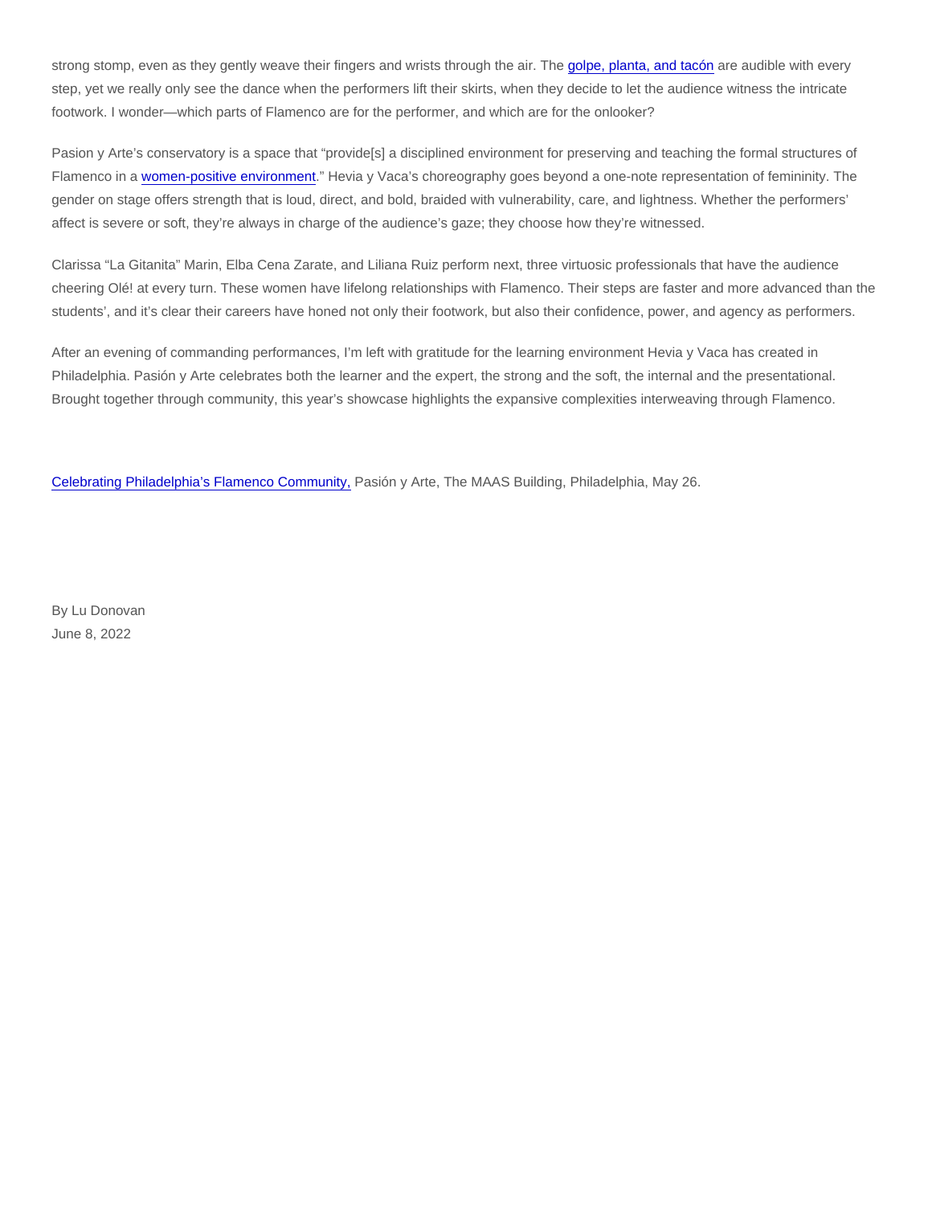strong stomp, even as they gently weave their fingers and wrists through the air. The golpe, planta, and tacón are audible with every step, yet we really only see the dance when the performers lift their skirts, when they decide to let the audience witness the intricate footwork. I wonder—which parts of Flamenco are for the performer, and which are for the onlooker?

Pasion y Arte's conservatory is a space that "provide[s] a disciplined environment for preserving and teaching the formal structures of Flamenco in a women-positive environment." Hevia y Vaca's choreography goes beyond a one-note representation of femininity. The gender on stage offers strength that is loud, direct, and bold, braided with vulnerability, care, and lightness. Whether the performers' affect is severe or soft, they're always in charge of the audience's gaze; they choose how they're witnessed.

Clarissa "La Gitanita" Marin, Elba Cena Zarate, and Liliana Ruiz perform next, three virtuosic professionals that have the audience cheering Olé! at every turn. These women have lifelong relationships with Flamenco. Their steps are faster and more advanced than the students', and it's clear their careers have honed not only their footwork, but also their confidence, power, and agency as performers.

After an evening of commanding performances, I'm left with gratitude for the learning environment Hevia y Vaca has created in Philadelphia. Pasión y Arte celebrates both the learner and the expert, the strong and the soft, the internal and the presentational. Brought together through community, this year's showcase highlights the expansive complexities interweaving through Flamenco.

Celebrating Philadelphia's Flamenco Community, Pasión y Arte, The MAAS Building, Philadelphia, May 26.

By Lu Donovan
June 8, 2022